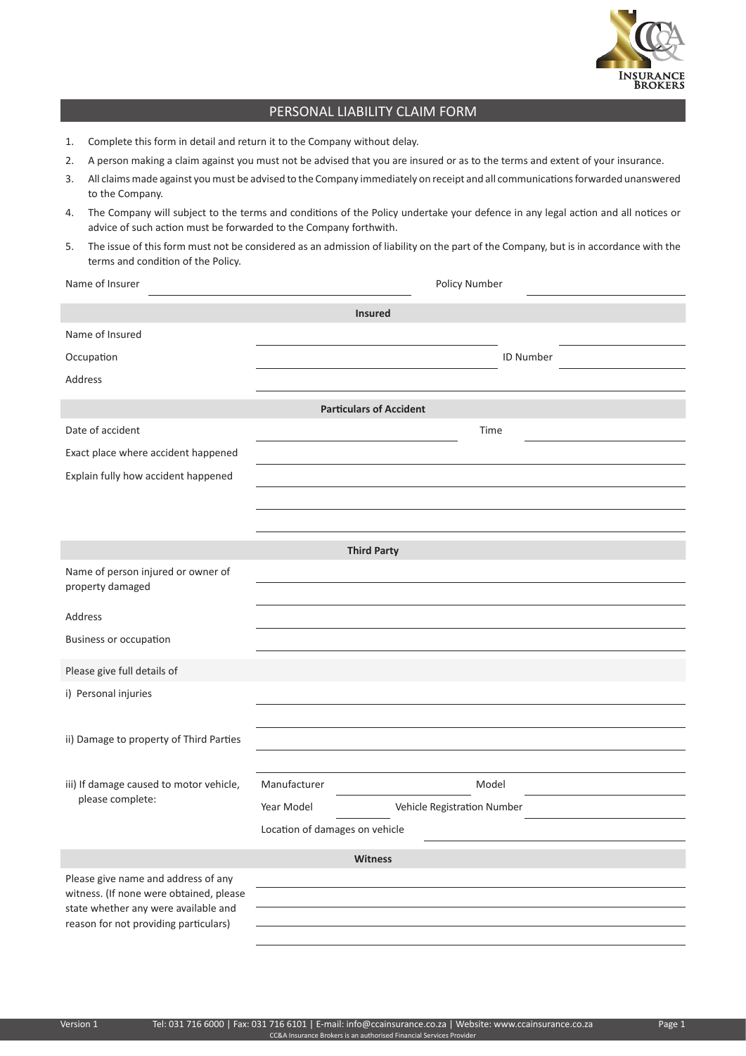# PERSONAL LIABILITY CLAIM FORM

1. Complete this form in detail and return it to the Company without delay.
2. A person making a claim against you must not be advised that you are insured or as to the terms and extent of your insurance.
3. All claims made against you must be advised to the Company immediately on receipt and all communications forwarded unanswered to the Company.
4. The Company will subject to the terms and conditions of the Policy undertake your defence in any legal action and all notices or advice of such action must be forwarded to the Company forthwith.
5. The issue of this form must not be considered as an admission of liability on the part of the Company, but is in accordance with the terms and condition of the Policy.

Name of Insurer ____________________ Policy Number ____________________

## Insured

| | | | |
|---|---|---|---|
| Name of Insured | | | |
| Occupation | | ID Number | |
| Address | | | |

## Particulars of Accident

| | | | |
|---|---|---|---|
| Date of accident | | Time | |
| Exact place where accident happened | | | |
| Explain fully how accident happened | | | |

## Third Party

| | |
|---|---|
| Name of person injured or owner of property damaged | |
| Address | |
| Business or occupation | |

Please give full details of

| | |
|---|---|
| i) Personal injuries | |
| ii) Damage to property of Third Parties | |

iii) If damage caused to motor vehicle, please complete:

| | | | |
|---|---|---|---|
| Manufacturer | | Model | |
| Year Model | | Vehicle Registration Number | |
| Location of damages on vehicle | | | |

## Witness

| | |
|---|---|
| Please give name and address of any witness. (If none were obtained, please state whether any were available and reason for not providing particulars) | |

Tel: 031 716 6000 | Fax: 031 716 6101 | E-mail: info@ccainsurance.co.za | Website: www.ccainsurance.co.za
CC&A Insurance Brokers is an authorised Financial Services Provider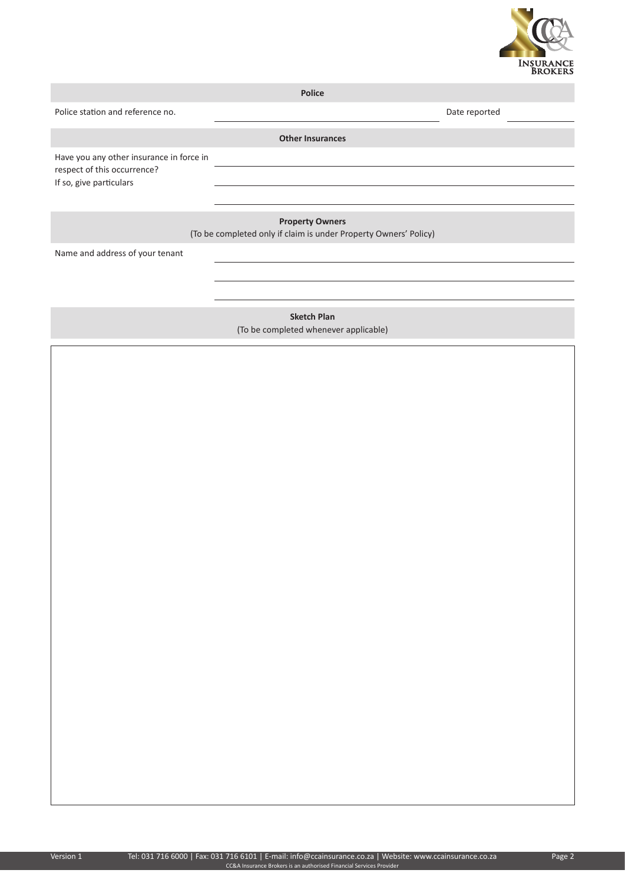## Police

Police station and reference no. ______________________ Date reported ____________

## Other Insurances

Have you any other insurance in force in respect of this occurrence? If so, give particulars

______________________

______________________

______________________

## Property Owners

(To be completed only if claim is under Property Owners' Policy)

Name and address of your tenant

______________________

______________________

______________________

## Sketch Plan

(To be completed whenever applicable)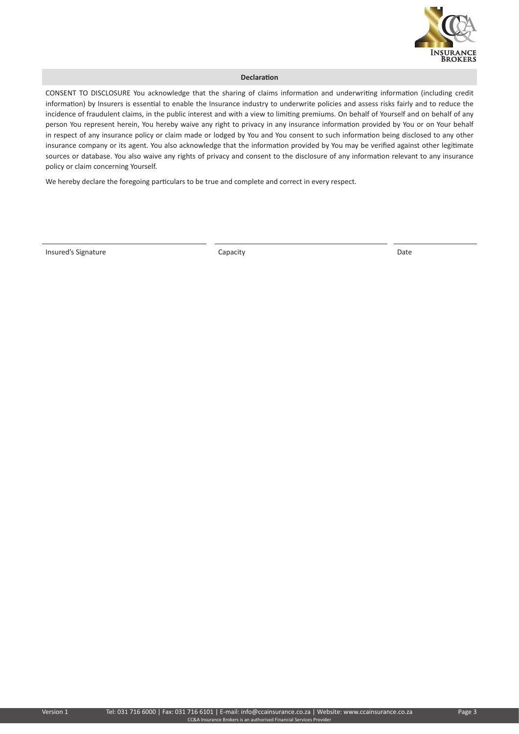## Declaration

CONSENT TO DISCLOSURE You acknowledge that the sharing of claims information and underwriting information (including credit information) by Insurers is essential to enable the Insurance industry to underwrite policies and assess risks fairly and to reduce the incidence of fraudulent claims, in the public interest and with a view to limiting premiums. On behalf of Yourself and on behalf of any person You represent herein, You hereby waive any right to privacy in any insurance information provided by You or on Your behalf in respect of any insurance policy or claim made or lodged by You and You consent to such information being disclosed to any other insurance company or its agent. You also acknowledge that the information provided by You may be verified against other legitimate sources or database. You also waive any rights of privacy and consent to the disclosure of any information relevant to any insurance policy or claim concerning Yourself.

We hereby declare the foregoing particulars to be true and complete and correct in every respect.

| | | |
|---|---|---|
| Insured's Signature | Capacity | Date |

Tel: 031 716 6000 | Fax: 031 716 6101 | E-mail: info@ccainsurance.co.za | Website: www.ccainsurance.co.za

CC&A Insurance Brokers is an authorised Financial Services Provider